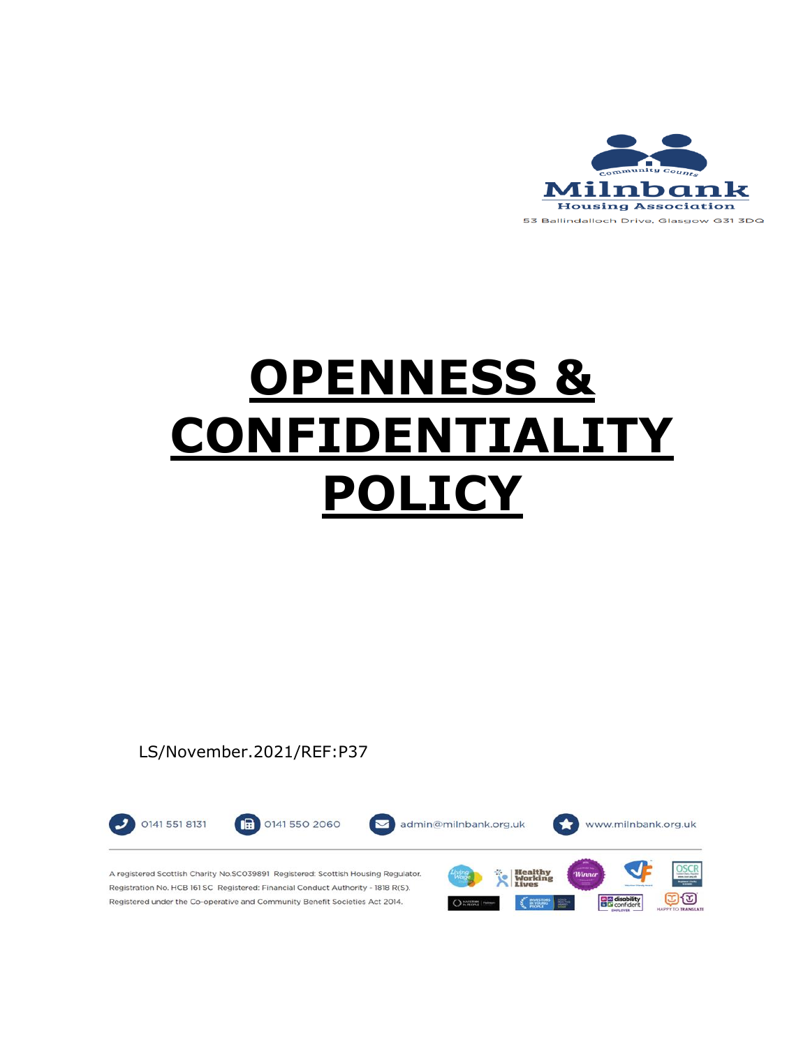Community Counts

Milnbank

Housing Association

53 Ballindalloch Drive, Glasgow G31 3DQ

# OPENNESS & CONFIDENTIALITY POLICY

LS/November.2021/REF:P37

0141 551 8131 0141 550 2060 admin@milnbank.org.uk www.milnbank.org.uk

A registered Scottish Charity No.SC039891 Registered: Scottish Housing Regulator. Registration No. HCB 161 SC Registered: Financial Conduct Authority - 1818 R(S). Registered under the Co-operative and Community Benefit Societies Act 2014.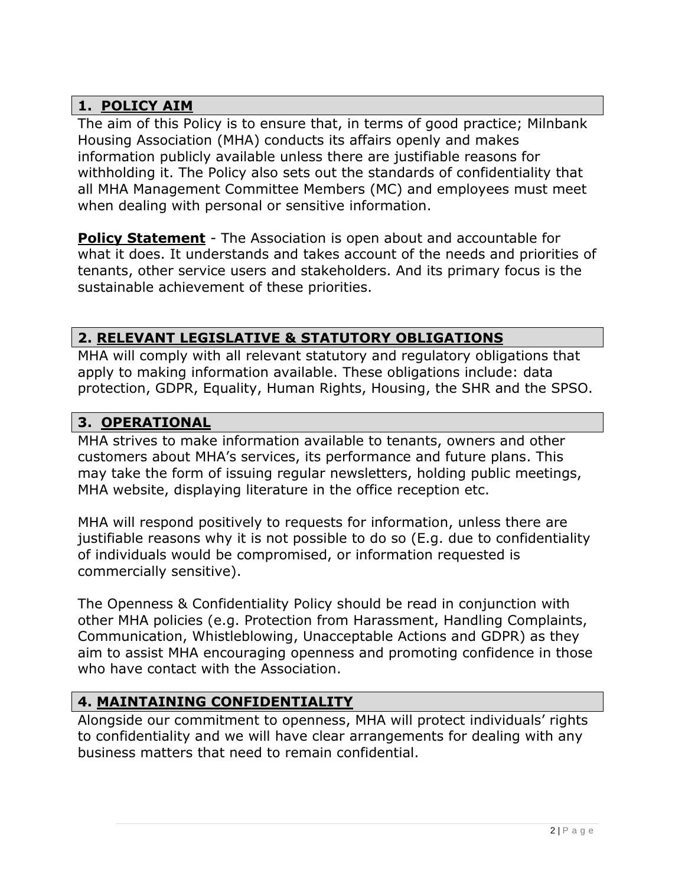## 1. **POLICY AIM**

The aim of this Policy is to ensure that, in terms of good practice; Milnbank Housing Association (MHA) conducts its affairs openly and makes information publicly available unless there are justifiable reasons for withholding it. The Policy also sets out the standards of confidentiality that all MHA Management Committee Members (MC) and employees must meet when dealing with personal or sensitive information.

**Policy Statement** - The Association is open about and accountable for what it does. It understands and takes account of the needs and priorities of tenants, other service users and stakeholders. And its primary focus is the sustainable achievement of these priorities.

## 2. **RELEVANT LEGISLATIVE & STATUTORY OBLIGATIONS**

MHA will comply with all relevant statutory and regulatory obligations that apply to making information available. These obligations include: data protection, GDPR, Equality, Human Rights, Housing, the SHR and the SPSO.

## 3. **OPERATIONAL**

MHA strives to make information available to tenants, owners and other customers about MHA's services, its performance and future plans. This may take the form of issuing regular newsletters, holding public meetings, MHA website, displaying literature in the office reception etc.

MHA will respond positively to requests for information, unless there are justifiable reasons why it is not possible to do so (E.g. due to confidentiality of individuals would be compromised, or information requested is commercially sensitive).

The Openness & Confidentiality Policy should be read in conjunction with other MHA policies (e.g. Protection from Harassment, Handling Complaints, Communication, Whistleblowing, Unacceptable Actions and GDPR) as they aim to assist MHA encouraging openness and promoting confidence in those who have contact with the Association.

## 4. **MAINTAINING CONFIDENTIALITY**

Alongside our commitment to openness, MHA will protect individuals' rights to confidentiality and we will have clear arrangements for dealing with any business matters that need to remain confidential.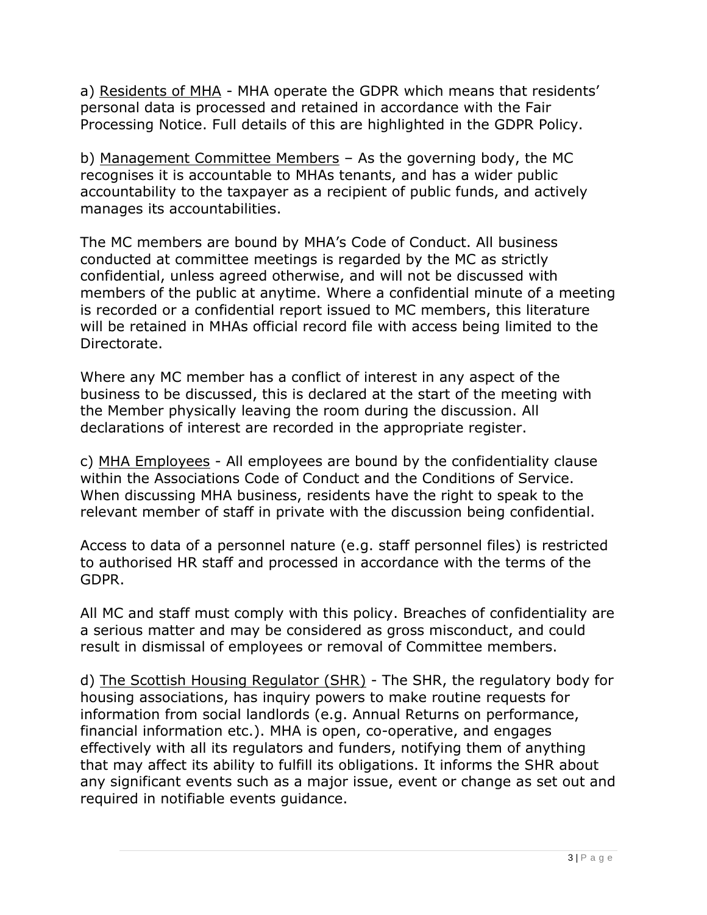a) Residents of MHA - MHA operate the GDPR which means that residents' personal data is processed and retained in accordance with the Fair Processing Notice. Full details of this are highlighted in the GDPR Policy.

b) Management Committee Members – As the governing body, the MC recognises it is accountable to MHAs tenants, and has a wider public accountability to the taxpayer as a recipient of public funds, and actively manages its accountabilities.

The MC members are bound by MHA's Code of Conduct. All business conducted at committee meetings is regarded by the MC as strictly confidential, unless agreed otherwise, and will not be discussed with members of the public at anytime. Where a confidential minute of a meeting is recorded or a confidential report issued to MC members, this literature will be retained in MHAs official record file with access being limited to the Directorate.

Where any MC member has a conflict of interest in any aspect of the business to be discussed, this is declared at the start of the meeting with the Member physically leaving the room during the discussion. All declarations of interest are recorded in the appropriate register.

c) MHA Employees - All employees are bound by the confidentiality clause within the Associations Code of Conduct and the Conditions of Service. When discussing MHA business, residents have the right to speak to the relevant member of staff in private with the discussion being confidential.

Access to data of a personnel nature (e.g. staff personnel files) is restricted to authorised HR staff and processed in accordance with the terms of the GDPR.

All MC and staff must comply with this policy. Breaches of confidentiality are a serious matter and may be considered as gross misconduct, and could result in dismissal of employees or removal of Committee members.

d) The Scottish Housing Regulator (SHR) - The SHR, the regulatory body for housing associations, has inquiry powers to make routine requests for information from social landlords (e.g. Annual Returns on performance, financial information etc.). MHA is open, co-operative, and engages effectively with all its regulators and funders, notifying them of anything that may affect its ability to fulfill its obligations. It informs the SHR about any significant events such as a major issue, event or change as set out and required in notifiable events guidance.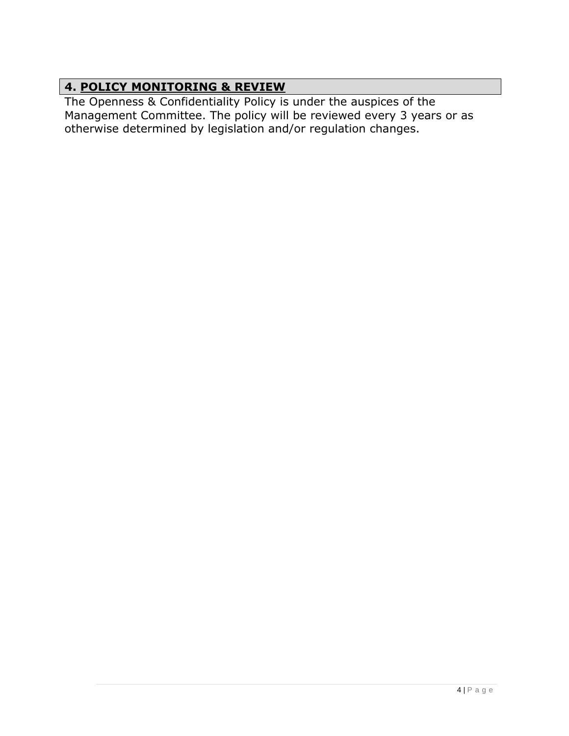## 4. POLICY MONITORING & REVIEW

The Openness & Confidentiality Policy is under the auspices of the Management Committee. The policy will be reviewed every 3 years or as otherwise determined by legislation and/or regulation changes.